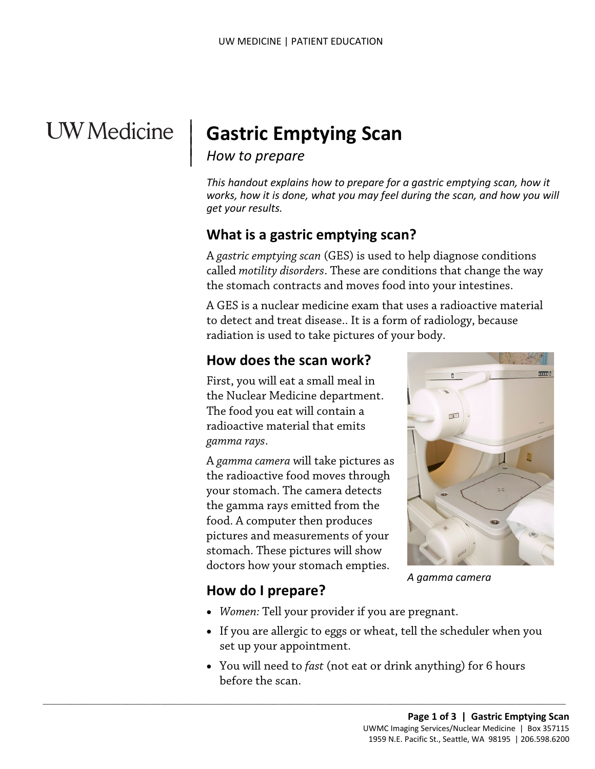# Gastric Emptying Scan

*How to prepare*

*This handout explains how to prepare for a gastric emptying scan, how it works, how it is done, what you may feel during the scan, and how you will get your results.*

## What is a gastric emptying scan?

A *gastric emptying scan* (GES) is used to help diagnose conditions called *motility disorders*. These are conditions that change the way the stomach contracts and moves food into your intestines.

A GES is a nuclear medicine exam that uses a radioactive material to detect and treat disease.. It is a form of radiology, because radiation is used to take pictures of your body.

## How does the scan work?

First, you will eat a small meal in the Nuclear Medicine department. The food you eat will contain a radioactive material that emits *gamma rays*.

A *gamma camera* will take pictures as the radioactive food moves through your stomach. The camera detects the gamma rays emitted from the food. A computer then produces pictures and measurements of your stomach. These pictures will show doctors how your stomach empties.

*A gamma camera*

## How do I prepare?

- *Women:* Tell your provider if you are pregnant.
- If you are allergic to eggs or wheat, tell the scheduler when you set up your appointment.
- You will need to *fast* (not eat or drink anything) for 6 hours before the scan.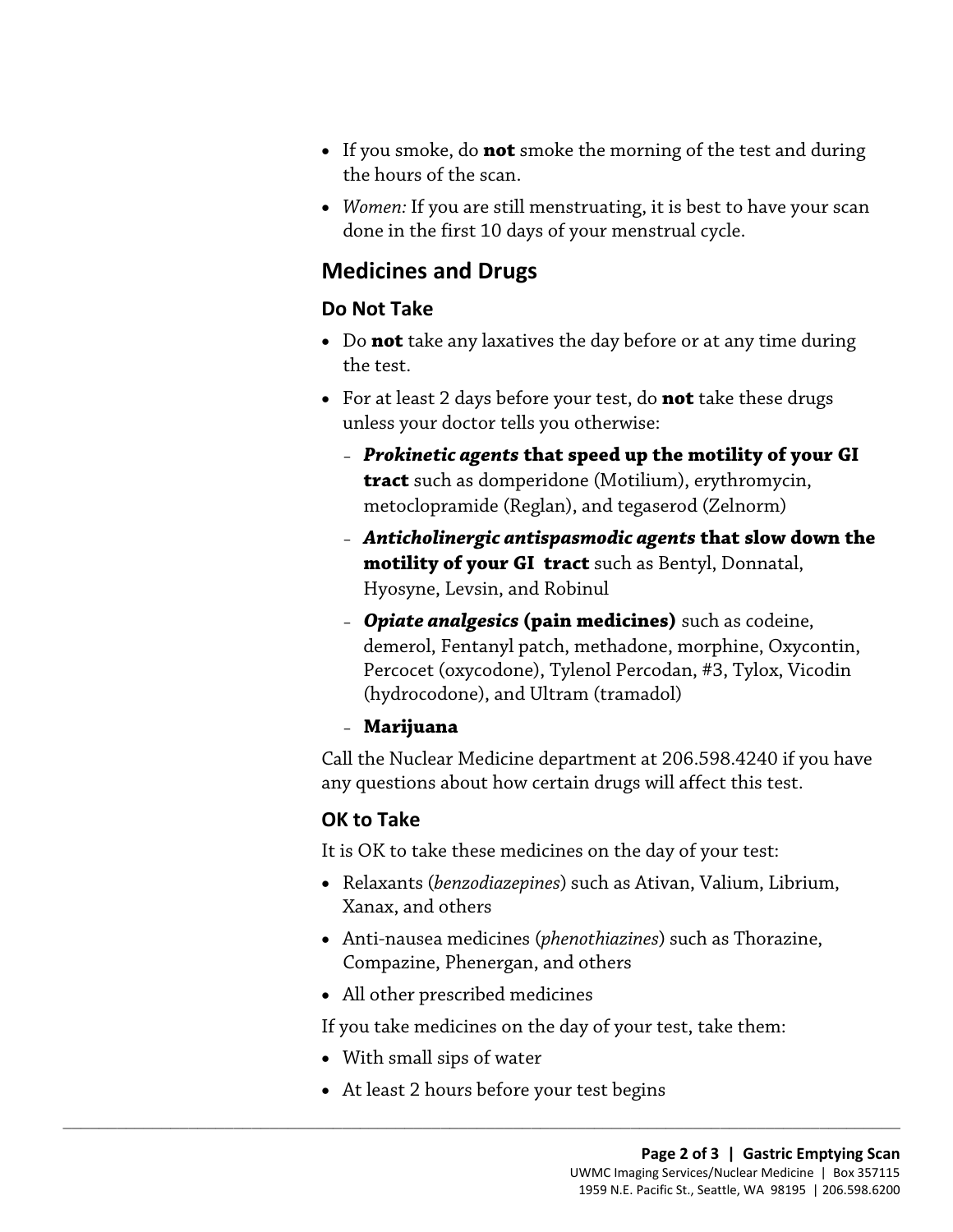- If you smoke, do **not** smoke the morning of the test and during the hours of the scan.
- *Women:* If you are still menstruating, it is best to have your scan done in the first 10 days of your menstrual cycle.

## Medicines and Drugs

### Do Not Take

- Do **not** take any laxatives the day before or at any time during the test.
- For at least 2 days before your test, do **not** take these drugs unless your doctor tells you otherwise:
  - ***Prokinetic agents* that speed up the motility of your GI tract** such as domperidone (Motilium), erythromycin, metoclopramide (Reglan), and tegaserod (Zelnorm)
  - ***Anticholinergic antispasmodic agents* that slow down the motility of your GI tract** such as Bentyl, Donnatal, Hyosyne, Levsin, and Robinul
  - ***Opiate analgesics* (pain medicines)** such as codeine, demerol, Fentanyl patch, methadone, morphine, Oxycontin, Percocet (oxycodone), Tylenol Percodan, #3, Tylox, Vicodin (hydrocodone), and Ultram (tramadol)
  - **Marijuana**

Call the Nuclear Medicine department at 206.598.4240 if you have any questions about how certain drugs will affect this test.

### OK to Take

It is OK to take these medicines on the day of your test:

- Relaxants (*benzodiazepines*) such as Ativan, Valium, Librium, Xanax, and others
- Anti-nausea medicines (*phenothiazines*) such as Thorazine, Compazine, Phenergan, and others
- All other prescribed medicines

If you take medicines on the day of your test, take them:

- With small sips of water
- At least 2 hours before your test begins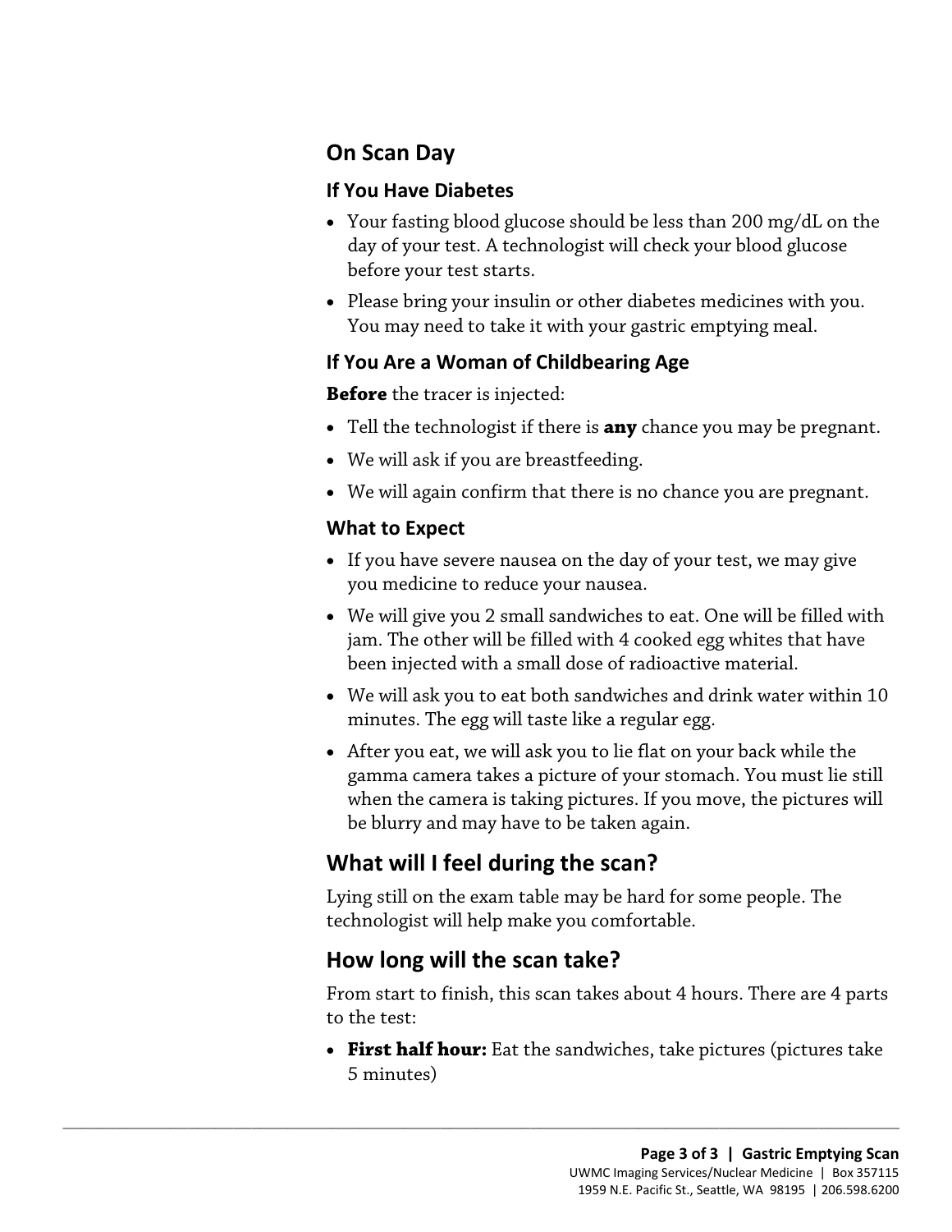## On Scan Day

### If You Have Diabetes

- Your fasting blood glucose should be less than 200 mg/dL on the day of your test. A technologist will check your blood glucose before your test starts.
- Please bring your insulin or other diabetes medicines with you. You may need to take it with your gastric emptying meal.

### If You Are a Woman of Childbearing Age

**Before** the tracer is injected:

- Tell the technologist if there is **any** chance you may be pregnant.
- We will ask if you are breastfeeding.
- We will again confirm that there is no chance you are pregnant.

### What to Expect

- If you have severe nausea on the day of your test, we may give you medicine to reduce your nausea.
- We will give you 2 small sandwiches to eat. One will be filled with jam. The other will be filled with 4 cooked egg whites that have been injected with a small dose of radioactive material.
- We will ask you to eat both sandwiches and drink water within 10 minutes. The egg will taste like a regular egg.
- After you eat, we will ask you to lie flat on your back while the gamma camera takes a picture of your stomach. You must lie still when the camera is taking pictures. If you move, the pictures will be blurry and may have to be taken again.

## What will I feel during the scan?

Lying still on the exam table may be hard for some people. The technologist will help make you comfortable.

## How long will the scan take?

From start to finish, this scan takes about 4 hours. There are 4 parts to the test:

- **First half hour:** Eat the sandwiches, take pictures (pictures take 5 minutes)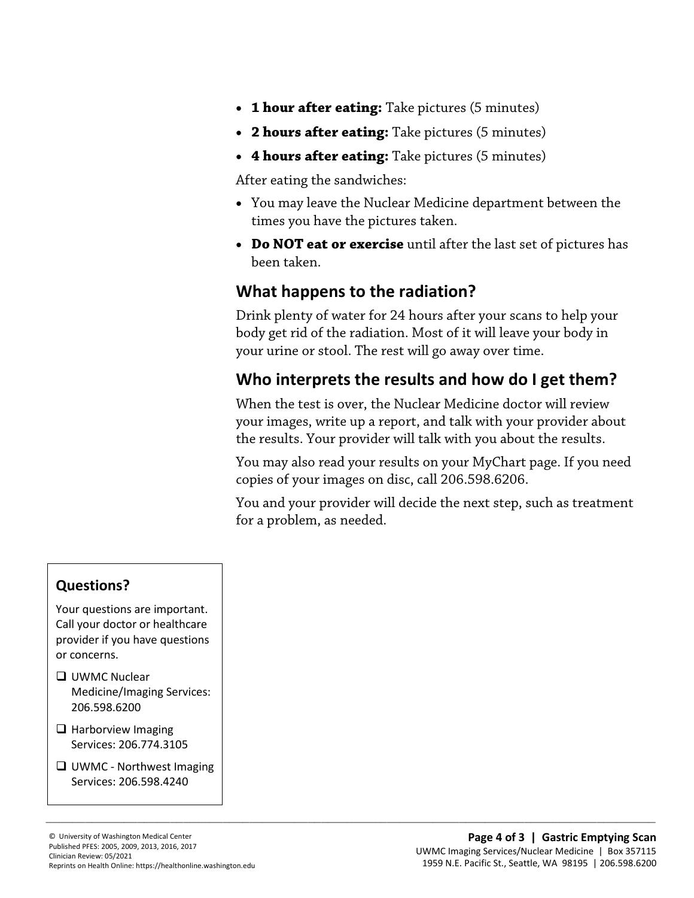- **1 hour after eating:** Take pictures (5 minutes)
- **2 hours after eating:** Take pictures (5 minutes)
- **4 hours after eating:** Take pictures (5 minutes)

After eating the sandwiches:

- You may leave the Nuclear Medicine department between the times you have the pictures taken.
- **Do NOT eat or exercise** until after the last set of pictures has been taken.

## What happens to the radiation?

Drink plenty of water for 24 hours after your scans to help your body get rid of the radiation. Most of it will leave your body in your urine or stool. The rest will go away over time.

## Who interprets the results and how do I get them?

When the test is over, the Nuclear Medicine doctor will review your images, write up a report, and talk with your provider about the results. Your provider will talk with you about the results.

You may also read your results on your MyChart page. If you need copies of your images on disc, call 206.598.6206.

You and your provider will decide the next step, such as treatment for a problem, as needed.

### Questions?

Your questions are important. Call your doctor or healthcare provider if you have questions or concerns.

- ❑ UWMC Nuclear Medicine/Imaging Services: 206.598.6200
- ❑ Harborview Imaging Services: 206.774.3105
- ❑ UWMC - Northwest Imaging Services: 206.598.4240

© University of Washington Medical Center
Published PFES: 2005, 2009, 2013, 2016, 2017
Clinician Review: 05/2021
Reprints on Health Online: https://healthonline.washington.edu

UWMC Imaging Services/Nuclear Medicine | Box 357115
1959 N.E. Pacific St., Seattle, WA 98195 | 206.598.6200